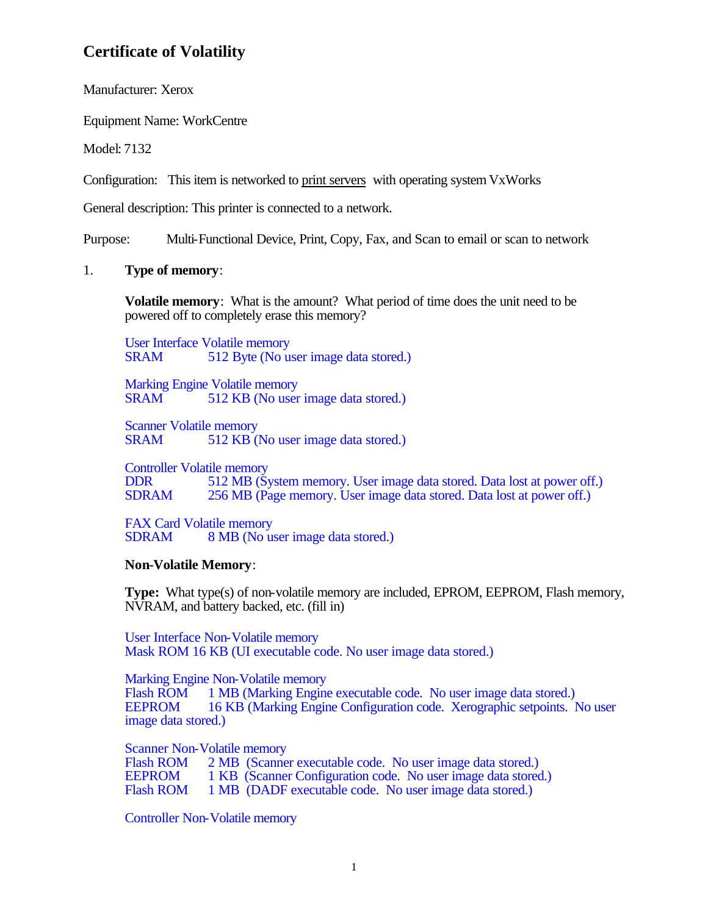# Certificate of Volatility

Manufacturer: Xerox

Equipment Name: WorkCentre

Model: 7132

Configuration: This item is networked to print servers with operating system VxWorks

General description: This printer is connected to a network.

Purpose: Multi-Functional Device, Print, Copy, Fax, and Scan to email or scan to network

1. **Type of memory**:

   **Volatile memory**: What is the amount? What period of time does the unit need to be powered off to completely erase this memory?

   User Interface Volatile memory
   SRAM 512 Byte (No user image data stored.)

   Marking Engine Volatile memory
   SRAM 512 KB (No user image data stored.)

   Scanner Volatile memory
   SRAM 512 KB (No user image data stored.)

   Controller Volatile memory
   DDR 512 MB (System memory. User image data stored. Data lost at power off.)
   SDRAM 256 MB (Page memory. User image data stored. Data lost at power off.)

   FAX Card Volatile memory
   SDRAM 8 MB (No user image data stored.)

   **Non-Volatile Memory**:

   **Type:** What type(s) of non-volatile memory are included, EPROM, EEPROM, Flash memory, NVRAM, and battery backed, etc. (fill in)

   User Interface Non-Volatile memory
   Mask ROM 16 KB (UI executable code. No user image data stored.)

   Marking Engine Non-Volatile memory
   Flash ROM 1 MB (Marking Engine executable code. No user image data stored.)
   EEPROM 16 KB (Marking Engine Configuration code. Xerographic setpoints. No user image data stored.)

   Scanner Non-Volatile memory
   Flash ROM 2 MB (Scanner executable code. No user image data stored.)
   EEPROM 1 KB (Scanner Configuration code. No user image data stored.)
   Flash ROM 1 MB (DADF executable code. No user image data stored.)

   Controller Non-Volatile memory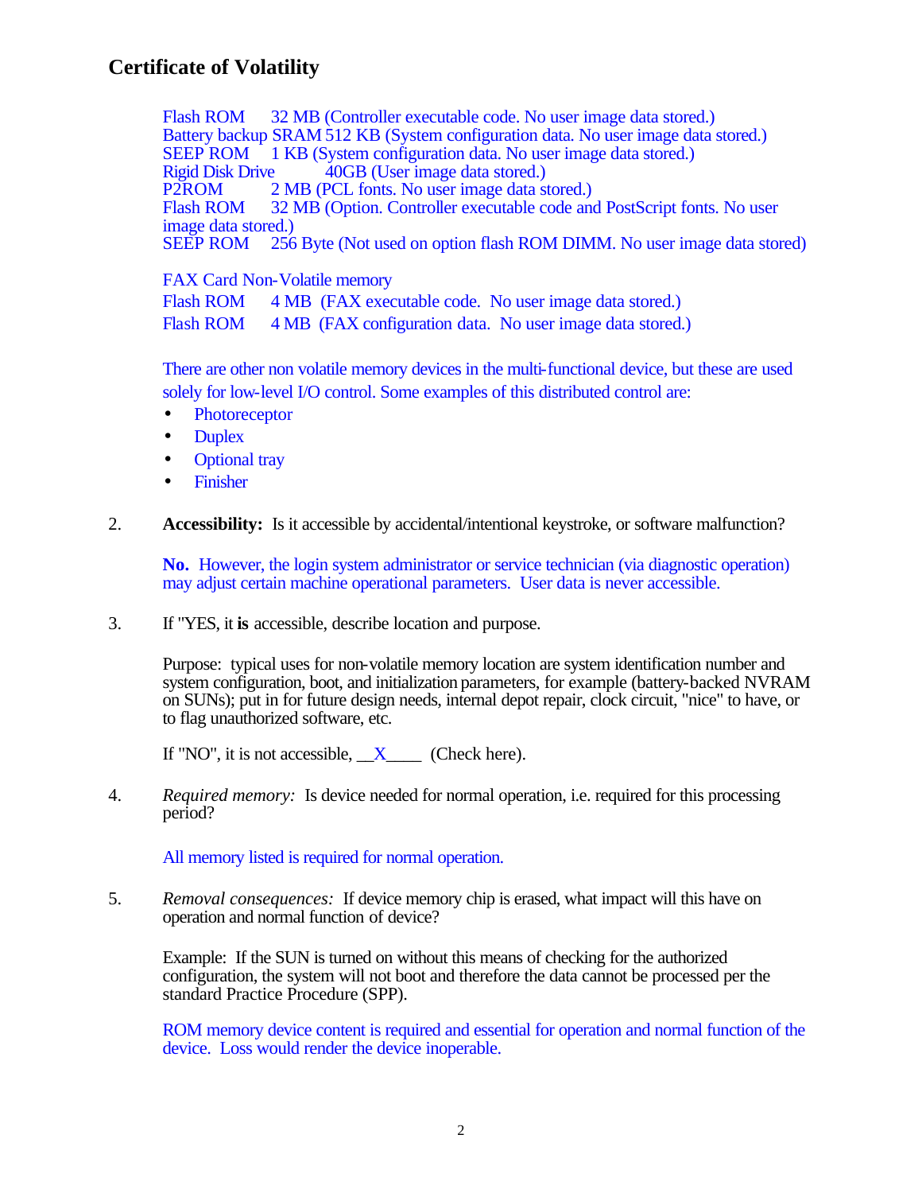## Certificate of Volatility

Flash ROM 32 MB (Controller executable code. No user image data stored.)
Battery backup SRAM 512 KB (System configuration data. No user image data stored.)
SEEP ROM 1 KB (System configuration data. No user image data stored.)
Rigid Disk Drive 40GB (User image data stored.)
P2ROM 2 MB (PCL fonts. No user image data stored.)
Flash ROM 32 MB (Option. Controller executable code and PostScript fonts. No user image data stored.)
SEEP ROM 256 Byte (Not used on option flash ROM DIMM. No user image data stored)

FAX Card Non-Volatile memory
Flash ROM 4 MB (FAX executable code. No user image data stored.)
Flash ROM 4 MB (FAX configuration data. No user image data stored.)

There are other non volatile memory devices in the multi-functional device, but these are used solely for low-level I/O control. Some examples of this distributed control are:

- Photoreceptor
- Duplex
- Optional tray
- Finisher

2. **Accessibility:** Is it accessible by accidental/intentional keystroke, or software malfunction?

   **No.** However, the login system administrator or service technician (via diagnostic operation) may adjust certain machine operational parameters. User data is never accessible.

3. If "YES, it **is** accessible, describe location and purpose.

   Purpose: typical uses for non-volatile memory location are system identification number and system configuration, boot, and initialization parameters, for example (battery-backed NVRAM on SUNs); put in for future design needs, internal depot repair, clock circuit, "nice" to have, or to flag unauthorized software, etc.

   If "NO", it is not accessible, \_\_X\_\_\_\_ (Check here).

4. *Required memory:* Is device needed for normal operation, i.e. required for this processing period?

   All memory listed is required for normal operation.

5. *Removal consequences:* If device memory chip is erased, what impact will this have on operation and normal function of device?

   Example: If the SUN is turned on without this means of checking for the authorized configuration, the system will not boot and therefore the data cannot be processed per the standard Practice Procedure (SPP).

   ROM memory device content is required and essential for operation and normal function of the device. Loss would render the device inoperable.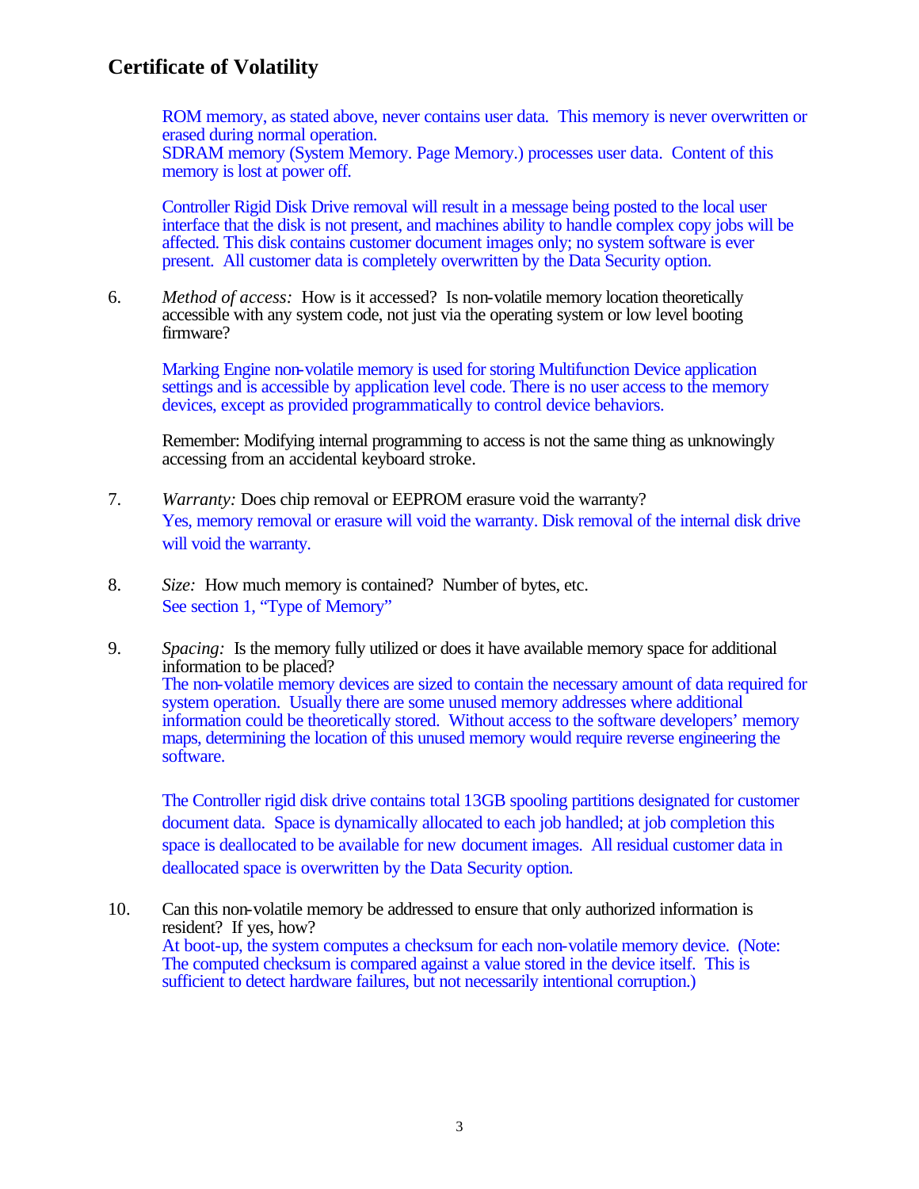# Certificate of Volatility

ROM memory, as stated above, never contains user data. This memory is never overwritten or erased during normal operation.
SDRAM memory (System Memory. Page Memory.) processes user data. Content of this memory is lost at power off.

Controller Rigid Disk Drive removal will result in a message being posted to the local user interface that the disk is not present, and machines ability to handle complex copy jobs will be affected. This disk contains customer document images only; no system software is ever present. All customer data is completely overwritten by the Data Security option.

6. *Method of access:* How is it accessed? Is non-volatile memory location theoretically accessible with any system code, not just via the operating system or low level booting firmware?

   Marking Engine non-volatile memory is used for storing Multifunction Device application settings and is accessible by application level code. There is no user access to the memory devices, except as provided programmatically to control device behaviors.

   Remember: Modifying internal programming to access is not the same thing as unknowingly accessing from an accidental keyboard stroke.

7. *Warranty:* Does chip removal or EEPROM erasure void the warranty?
   Yes, memory removal or erasure will void the warranty. Disk removal of the internal disk drive will void the warranty.

8. *Size:* How much memory is contained? Number of bytes, etc.
   See section 1, "Type of Memory"

9. *Spacing:* Is the memory fully utilized or does it have available memory space for additional information to be placed?
   The non-volatile memory devices are sized to contain the necessary amount of data required for system operation. Usually there are some unused memory addresses where additional information could be theoretically stored. Without access to the software developers' memory maps, determining the location of this unused memory would require reverse engineering the software.

   The Controller rigid disk drive contains total 13GB spooling partitions designated for customer document data. Space is dynamically allocated to each job handled; at job completion this space is deallocated to be available for new document images. All residual customer data in deallocated space is overwritten by the Data Security option.

10. Can this non-volatile memory be addressed to ensure that only authorized information is resident? If yes, how?
    At boot-up, the system computes a checksum for each non-volatile memory device. (Note: The computed checksum is compared against a value stored in the device itself. This is sufficient to detect hardware failures, but not necessarily intentional corruption.)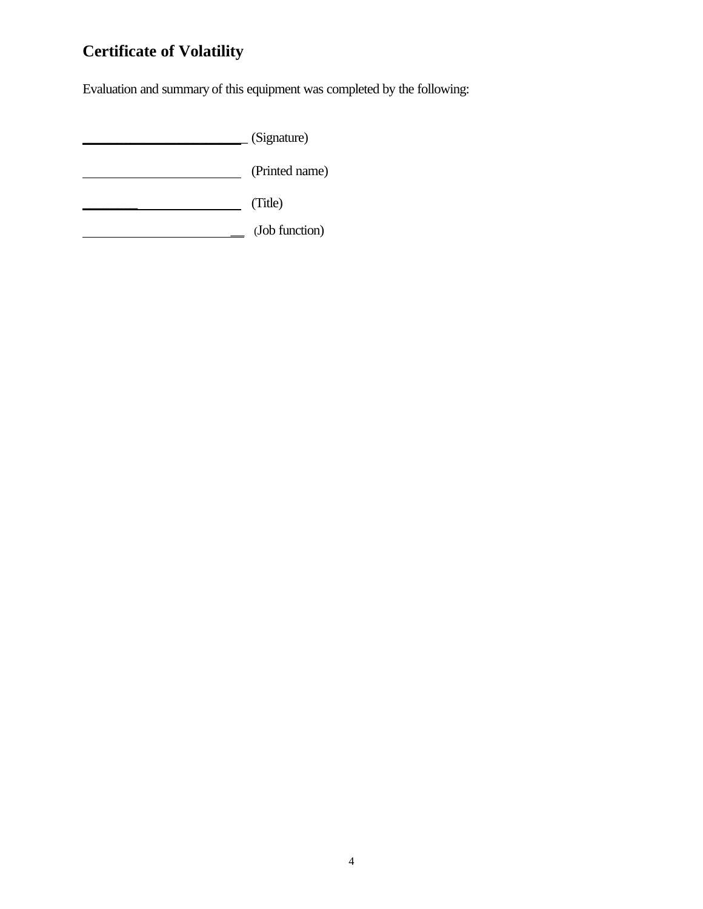## Certificate of Volatility

Evaluation and summary of this equipment was completed by the following:

__________________________ (Signature)

__________________________ (Printed name)

__________________________ (Title)

__________________________ (Job function)